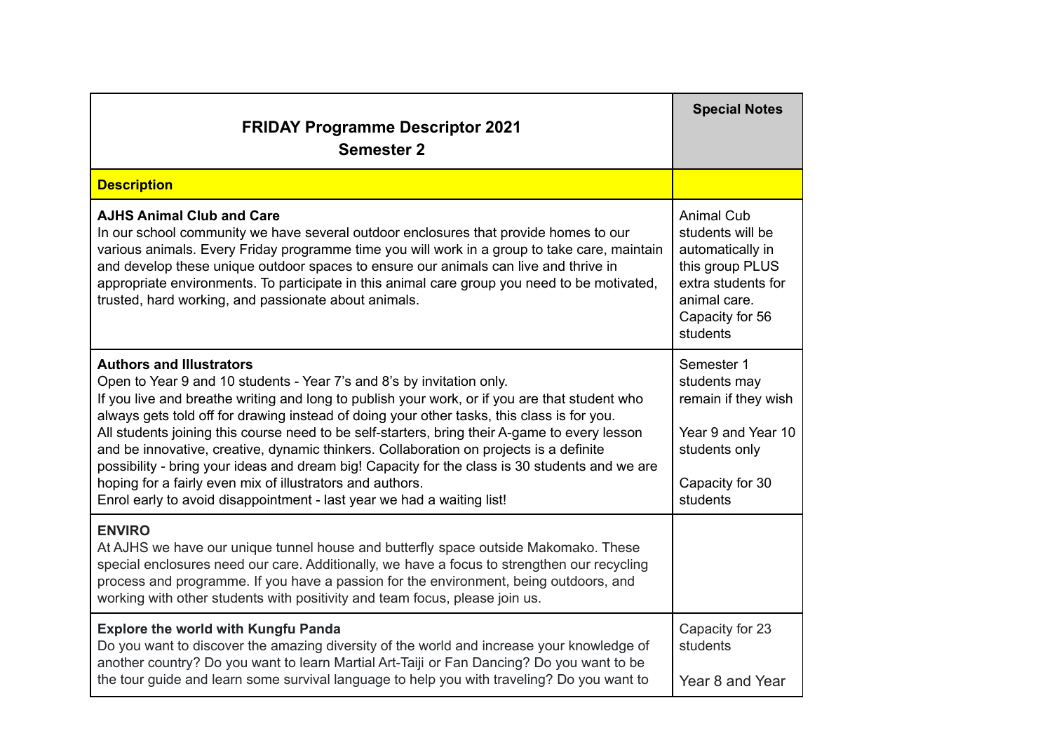| FRIDAY Programme Descriptor 2021<br>Semester 2 | Special Notes |
|---|---|
| **Description** | |
| **AJHS Animal Club and Care**<br>In our school community we have several outdoor enclosures that provide homes to our various animals. Every Friday programme time you will work in a group to take care, maintain and develop these unique outdoor spaces to ensure our animals can live and thrive in appropriate environments. To participate in this animal care group you need to be motivated, trusted, hard working, and passionate about animals. | Animal Cub students will be automatically in this group PLUS extra students for animal care.<br>Capacity for 56 students |
| **Authors and Illustrators**<br>Open to Year 9 and 10 students - Year 7's and 8's by invitation only.<br>If you live and breathe writing and long to publish your work, or if you are that student who always gets told off for drawing instead of doing your other tasks, this class is for you.<br>All students joining this course need to be self-starters, bring their A-game to every lesson and be innovative, creative, dynamic thinkers. Collaboration on projects is a definite possibility - bring your ideas and dream big! Capacity for the class is 30 students and we are hoping for a fairly even mix of illustrators and authors.<br>Enrol early to avoid disappointment - last year we had a waiting list! | Semester 1 students may remain if they wish<br><br>Year 9 and Year 10 students only<br><br>Capacity for 30 students |
| **ENVIRO**<br>At AJHS we have our unique tunnel house and butterfly space outside Makomako. These special enclosures need our care. Additionally, we have a focus to strengthen our recycling process and programme. If you have a passion for the environment, being outdoors, and working with other students with positivity and team focus, please join us. | |
| **Explore the world with Kungfu Panda**<br>Do you want to discover the amazing diversity of the world and increase your knowledge of another country? Do you want to learn Martial Art-Taiji or Fan Dancing? Do you want to be the tour guide and learn some survival language to help you with traveling? Do you want to | Capacity for 23 students<br><br>Year 8 and Year |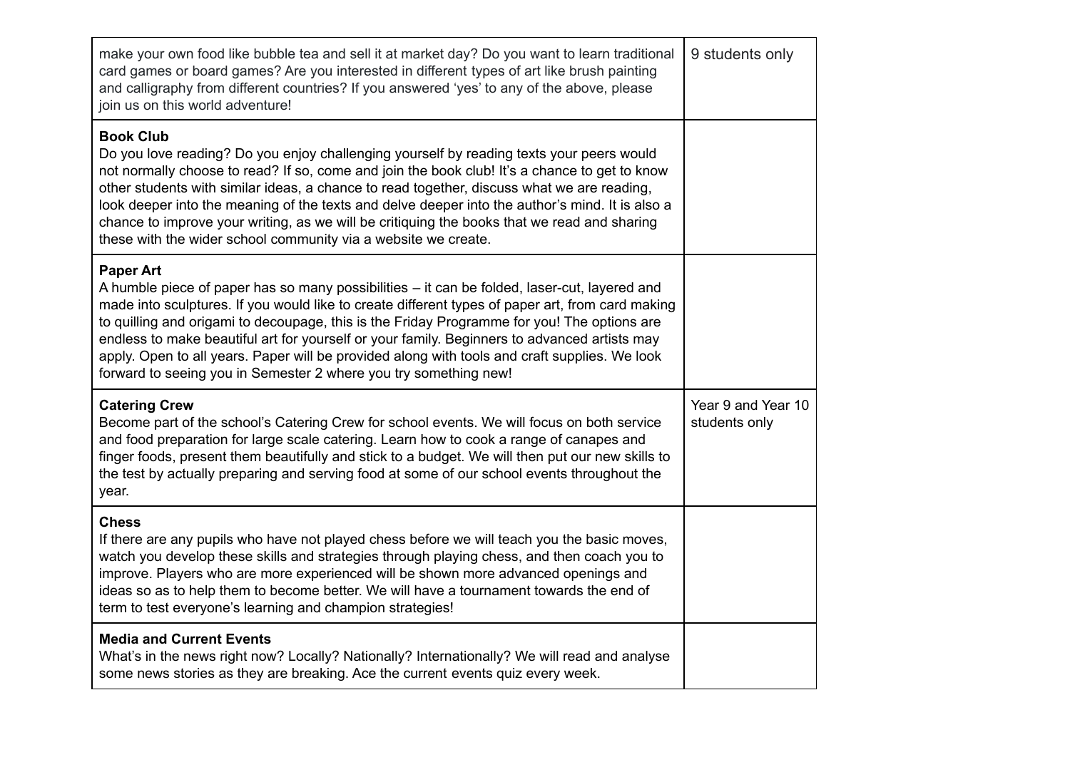| | |
|---|---|
| make your own food like bubble tea and sell it at market day? Do you want to learn traditional card games or board games? Are you interested in different types of art like brush painting and calligraphy from different countries? If you answered 'yes' to any of the above, please join us on this world adventure! | 9 students only |
| **Book Club**<br>Do you love reading? Do you enjoy challenging yourself by reading texts your peers would not normally choose to read? If so, come and join the book club! It's a chance to get to know other students with similar ideas, a chance to read together, discuss what we are reading, look deeper into the meaning of the texts and delve deeper into the author's mind. It is also a chance to improve your writing, as we will be critiquing the books that we read and sharing these with the wider school community via a website we create. | |
| **Paper Art**<br>A humble piece of paper has so many possibilities – it can be folded, laser-cut, layered and made into sculptures. If you would like to create different types of paper art, from card making to quilling and origami to decoupage, this is the Friday Programme for you! The options are endless to make beautiful art for yourself or your family. Beginners to advanced artists may apply. Open to all years. Paper will be provided along with tools and craft supplies. We look forward to seeing you in Semester 2 where you try something new! | |
| **Catering Crew**<br>Become part of the school's Catering Crew for school events. We will focus on both service and food preparation for large scale catering. Learn how to cook a range of canapes and finger foods, present them beautifully and stick to a budget. We will then put our new skills to the test by actually preparing and serving food at some of our school events throughout the year. | Year 9 and Year 10 students only |
| **Chess**<br>If there are any pupils who have not played chess before we will teach you the basic moves, watch you develop these skills and strategies through playing chess, and then coach you to improve. Players who are more experienced will be shown more advanced openings and ideas so as to help them to become better. We will have a tournament towards the end of term to test everyone's learning and champion strategies! | |
| **Media and Current Events**<br>What's in the news right now? Locally? Nationally? Internationally? We will read and analyse some news stories as they are breaking. Ace the current events quiz every week. | |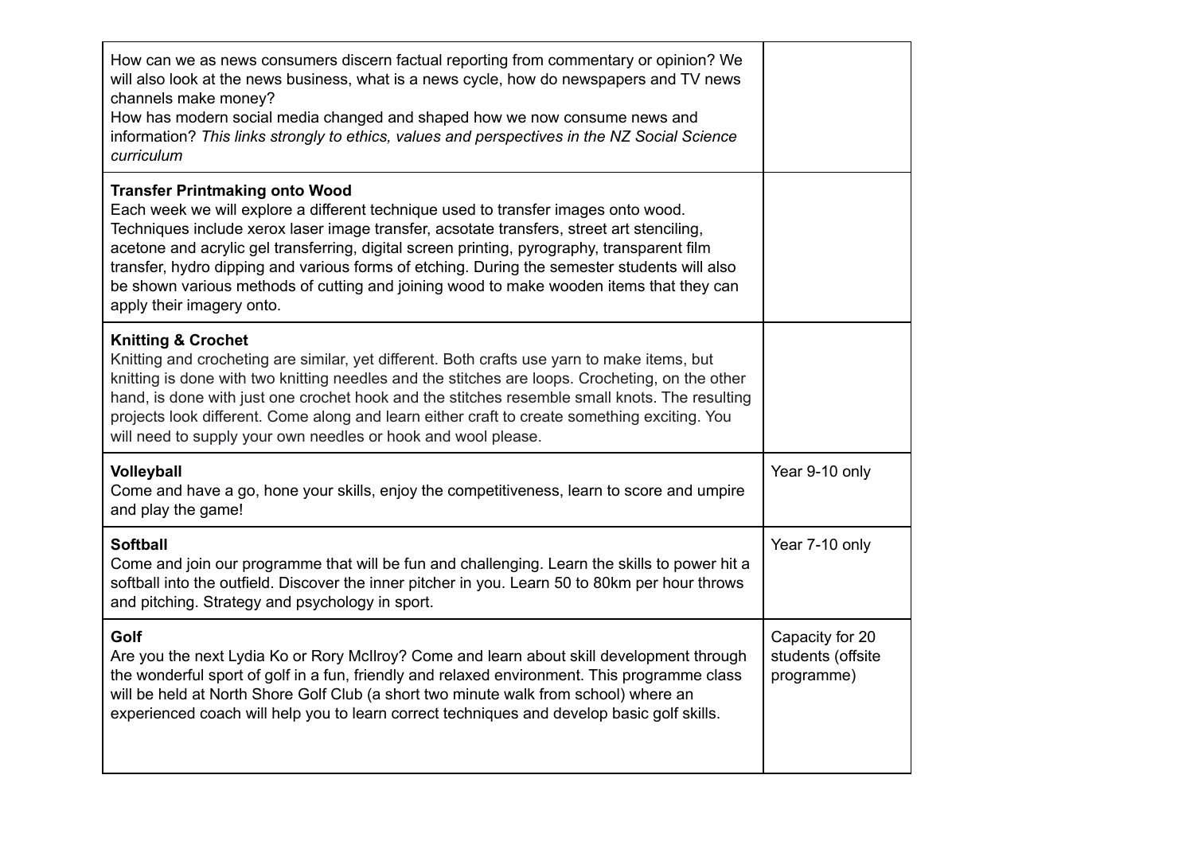| | |
|---|---|
| How can we as news consumers discern factual reporting from commentary or opinion? We will also look at the news business, what is a news cycle, how do newspapers and TV news channels make money?<br>How has modern social media changed and shaped how we now consume news and information? *This links strongly to ethics, values and perspectives in the NZ Social Science curriculum* | |
| **Transfer Printmaking onto Wood**<br>Each week we will explore a different technique used to transfer images onto wood. Techniques include xerox laser image transfer, acsotate transfers, street art stenciling, acetone and acrylic gel transferring, digital screen printing, pyrography, transparent film transfer, hydro dipping and various forms of etching. During the semester students will also be shown various methods of cutting and joining wood to make wooden items that they can apply their imagery onto. | |
| **Knitting & Crochet**<br>Knitting and crocheting are similar, yet different. Both crafts use yarn to make items, but knitting is done with two knitting needles and the stitches are loops. Crocheting, on the other hand, is done with just one crochet hook and the stitches resemble small knots. The resulting projects look different. Come along and learn either craft to create something exciting. You will need to supply your own needles or hook and wool please. | |
| **Volleyball**<br>Come and have a go, hone your skills, enjoy the competitiveness, learn to score and umpire and play the game! | Year 9-10 only |
| **Softball**<br>Come and join our programme that will be fun and challenging. Learn the skills to power hit a softball into the outfield. Discover the inner pitcher in you. Learn 50 to 80km per hour throws and pitching. Strategy and psychology in sport. | Year 7-10 only |
| **Golf**<br>Are you the next Lydia Ko or Rory McIlroy? Come and learn about skill development through the wonderful sport of golf in a fun, friendly and relaxed environment. This programme class will be held at North Shore Golf Club (a short two minute walk from school) where an experienced coach will help you to learn correct techniques and develop basic golf skills. | Capacity for 20 students (offsite programme) |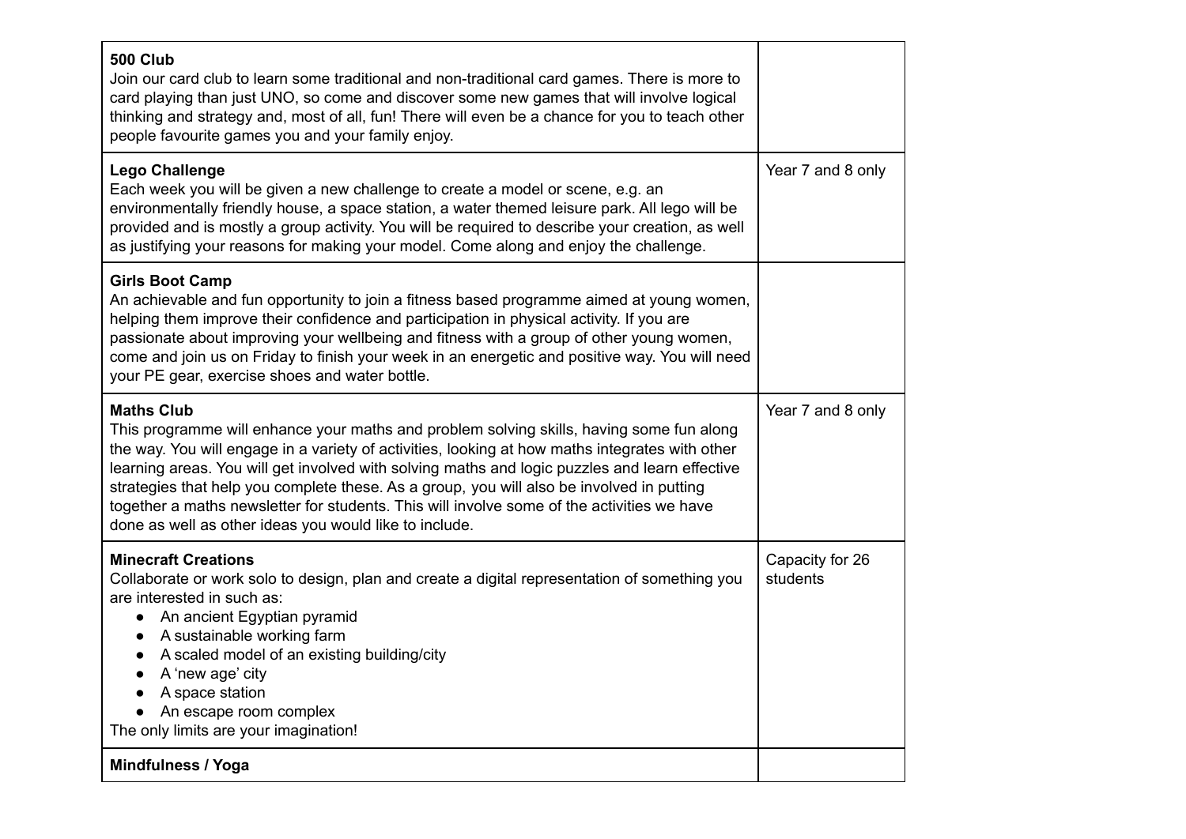| | |
|---|---|
| **500 Club**<br>Join our card club to learn some traditional and non-traditional card games. There is more to card playing than just UNO, so come and discover some new games that will involve logical thinking and strategy and, most of all, fun! There will even be a chance for you to teach other people favourite games you and your family enjoy. | |
| **Lego Challenge**<br>Each week you will be given a new challenge to create a model or scene, e.g. an environmentally friendly house, a space station, a water themed leisure park. All lego will be provided and is mostly a group activity. You will be required to describe your creation, as well as justifying your reasons for making your model. Come along and enjoy the challenge. | Year 7 and 8 only |
| **Girls Boot Camp**<br>An achievable and fun opportunity to join a fitness based programme aimed at young women, helping them improve their confidence and participation in physical activity. If you are passionate about improving your wellbeing and fitness with a group of other young women, come and join us on Friday to finish your week in an energetic and positive way. You will need your PE gear, exercise shoes and water bottle. | |
| **Maths Club**<br>This programme will enhance your maths and problem solving skills, having some fun along the way. You will engage in a variety of activities, looking at how maths integrates with other learning areas. You will get involved with solving maths and logic puzzles and learn effective strategies that help you complete these. As a group, you will also be involved in putting together a maths newsletter for students. This will involve some of the activities we have done as well as other ideas you would like to include. | Year 7 and 8 only |
| **Minecraft Creations**<br>Collaborate or work solo to design, plan and create a digital representation of something you are interested in such as:<br>• An ancient Egyptian pyramid<br>• A sustainable working farm<br>• A scaled model of an existing building/city<br>• A 'new age' city<br>• A space station<br>• An escape room complex<br>The only limits are your imagination! | Capacity for 26 students |
| **Mindfulness / Yoga** | |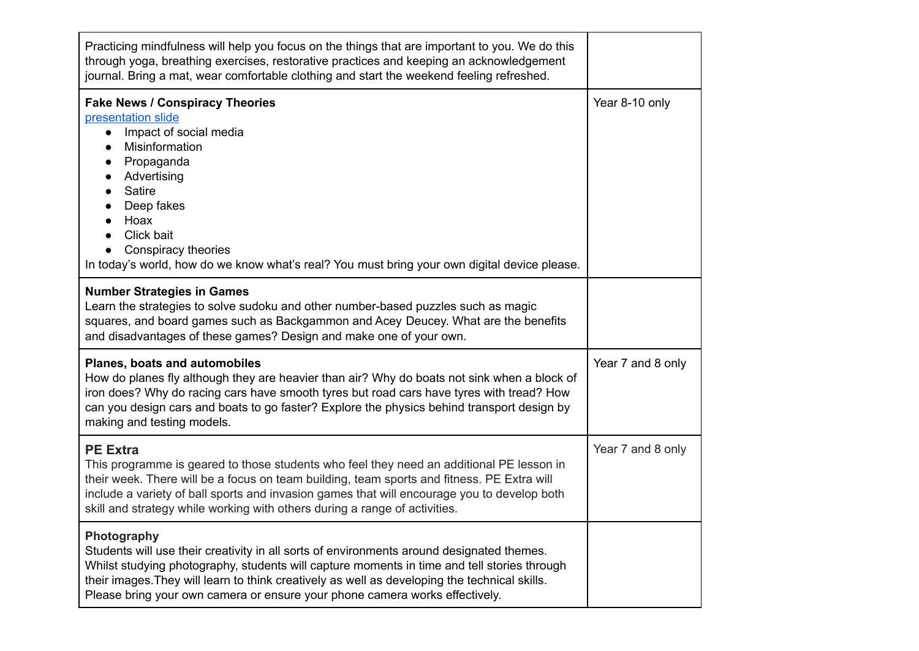| | |
|---|---|
| Practicing mindfulness will help you focus on the things that are important to you. We do this through yoga, breathing exercises, restorative practices and keeping an acknowledgement journal. Bring a mat, wear comfortable clothing and start the weekend feeling refreshed. | |
| **Fake News / Conspiracy Theories**<br>presentation slide<br>● Impact of social media<br>● Misinformation<br>● Propaganda<br>● Advertising<br>● Satire<br>● Deep fakes<br>● Hoax<br>● Click bait<br>● Conspiracy theories<br>In today's world, how do we know what's real? You must bring your own digital device please. | Year 8-10 only |
| **Number Strategies in Games**<br>Learn the strategies to solve sudoku and other number-based puzzles such as magic squares, and board games such as Backgammon and Acey Deucey. What are the benefits and disadvantages of these games? Design and make one of your own. | |
| **Planes, boats and automobiles**<br>How do planes fly although they are heavier than air? Why do boats not sink when a block of iron does? Why do racing cars have smooth tyres but road cars have tyres with tread? How can you design cars and boats to go faster? Explore the physics behind transport design by making and testing models. | Year 7 and 8 only |
| **PE Extra**<br>This programme is geared to those students who feel they need an additional PE lesson in their week. There will be a focus on team building, team sports and fitness. PE Extra will include a variety of ball sports and invasion games that will encourage you to develop both skill and strategy while working with others during a range of activities. | Year 7 and 8 only |
| **Photography**<br>Students will use their creativity in all sorts of environments around designated themes. Whilst studying photography, students will capture moments in time and tell stories through their images.They will learn to think creatively as well as developing the technical skills. Please bring your own camera or ensure your phone camera works effectively. | |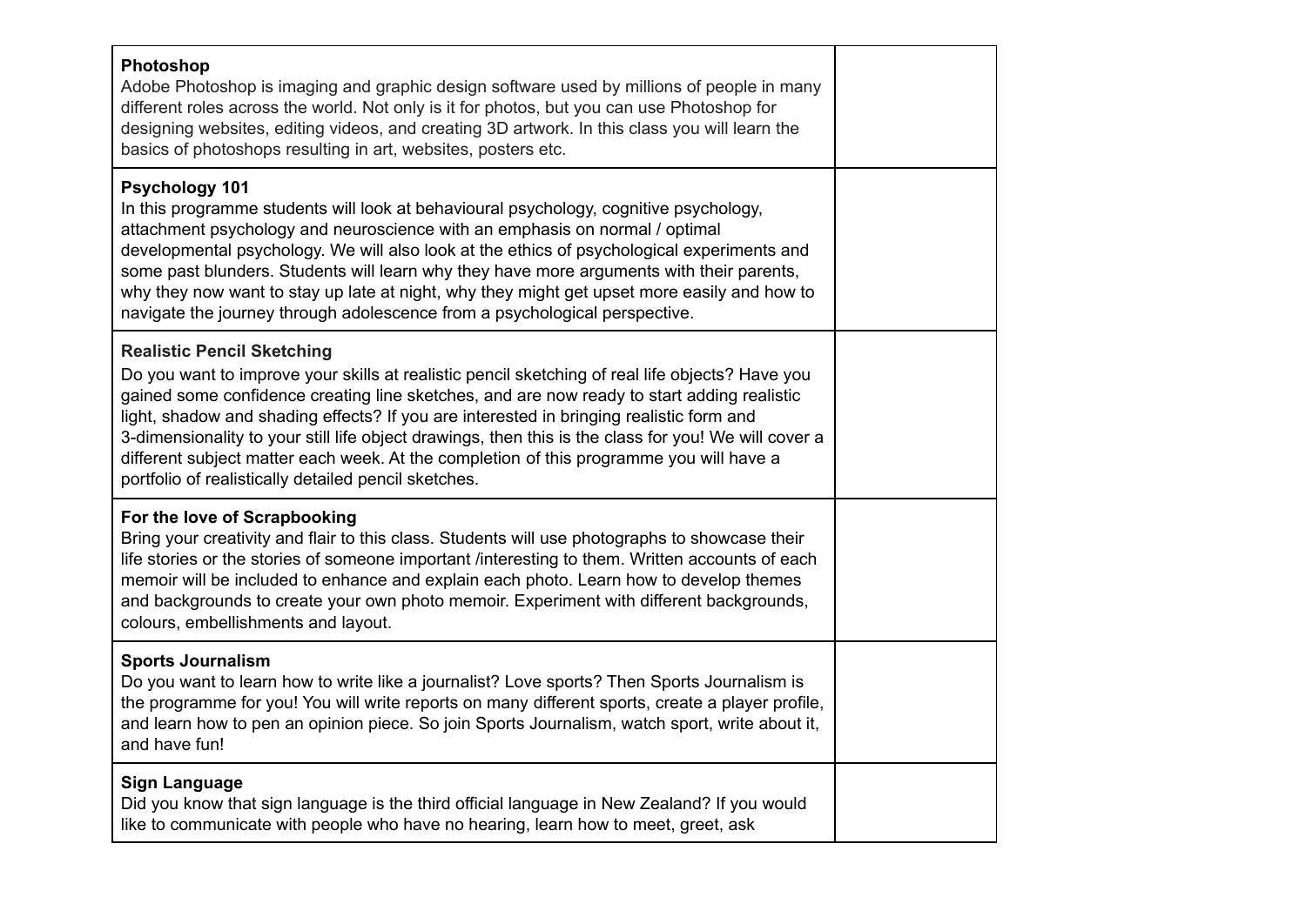| | |
|---|---|
| **Photoshop**<br>Adobe Photoshop is imaging and graphic design software used by millions of people in many different roles across the world. Not only is it for photos, but you can use Photoshop for designing websites, editing videos, and creating 3D artwork. In this class you will learn the basics of photoshops resulting in art, websites, posters etc. | |
| **Psychology 101**<br>In this programme students will look at behavioural psychology, cognitive psychology, attachment psychology and neuroscience with an emphasis on normal / optimal developmental psychology. We will also look at the ethics of psychological experiments and some past blunders. Students will learn why they have more arguments with their parents, why they now want to stay up late at night, why they might get upset more easily and how to navigate the journey through adolescence from a psychological perspective. | |
| **Realistic Pencil Sketching**<br>Do you want to improve your skills at realistic pencil sketching of real life objects? Have you gained some confidence creating line sketches, and are now ready to start adding realistic light, shadow and shading effects? If you are interested in bringing realistic form and 3-dimensionality to your still life object drawings, then this is the class for you! We will cover a different subject matter each week. At the completion of this programme you will have a portfolio of realistically detailed pencil sketches. | |
| **For the love of Scrapbooking**<br>Bring your creativity and flair to this class. Students will use photographs to showcase their life stories or the stories of someone important /interesting to them. Written accounts of each memoir will be included to enhance and explain each photo. Learn how to develop themes and backgrounds to create your own photo memoir. Experiment with different backgrounds, colours, embellishments and layout. | |
| **Sports Journalism**<br>Do you want to learn how to write like a journalist? Love sports? Then Sports Journalism is the programme for you! You will write reports on many different sports, create a player profile, and learn how to pen an opinion piece. So join Sports Journalism, watch sport, write about it, and have fun! | |
| **Sign Language**<br>Did you know that sign language is the third official language in New Zealand? If you would like to communicate with people who have no hearing, learn how to meet, greet, ask | |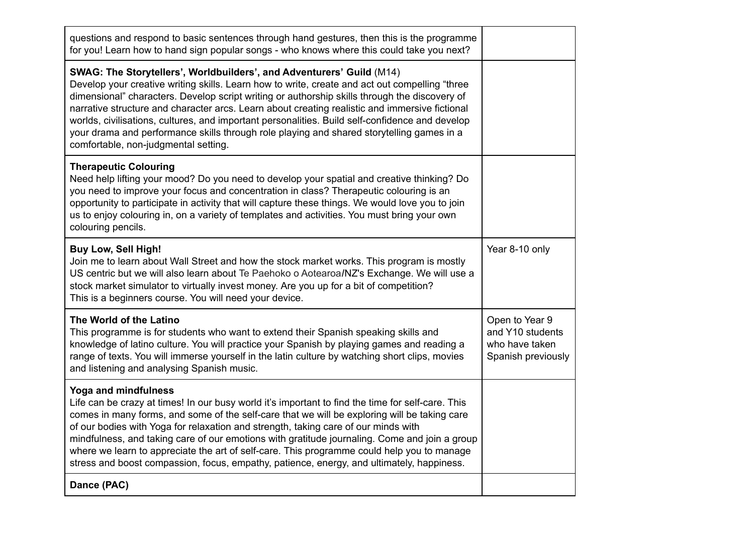| | |
|---|---|
| questions and respond to basic sentences through hand gestures, then this is the programme for you! Learn how to hand sign popular songs - who knows where this could take you next? | |
| **SWAG: The Storytellers', Worldbuilders', and Adventurers' Guild** (M14)<br>Develop your creative writing skills. Learn how to write, create and act out compelling "three dimensional" characters. Develop script writing or authorship skills through the discovery of narrative structure and character arcs. Learn about creating realistic and immersive fictional worlds, civilisations, cultures, and important personalities. Build self-confidence and develop your drama and performance skills through role playing and shared storytelling games in a comfortable, non-judgmental setting. | |
| **Therapeutic Colouring**<br>Need help lifting your mood? Do you need to develop your spatial and creative thinking? Do you need to improve your focus and concentration in class? Therapeutic colouring is an opportunity to participate in activity that will capture these things. We would love you to join us to enjoy colouring in, on a variety of templates and activities. You must bring your own colouring pencils. | |
| **Buy Low, Sell High!**<br>Join me to learn about Wall Street and how the stock market works. This program is mostly US centric but we will also learn about Te Paehoko o Aotearoa/NZ's Exchange. We will use a stock market simulator to virtually invest money. Are you up for a bit of competition?<br>This is a beginners course. You will need your device. | Year 8-10 only |
| **The World of the Latino**<br>This programme is for students who want to extend their Spanish speaking skills and knowledge of latino culture. You will practice your Spanish by playing games and reading a range of texts. You will immerse yourself in the latin culture by watching short clips, movies and listening and analysing Spanish music. | Open to Year 9 and Y10 students who have taken Spanish previously |
| **Yoga and mindfulness**<br>Life can be crazy at times! In our busy world it's important to find the time for self-care. This comes in many forms, and some of the self-care that we will be exploring will be taking care of our bodies with Yoga for relaxation and strength, taking care of our minds with mindfulness, and taking care of our emotions with gratitude journaling. Come and join a group where we learn to appreciate the art of self-care. This programme could help you to manage stress and boost compassion, focus, empathy, patience, energy, and ultimately, happiness. | |
| **Dance (PAC)** | |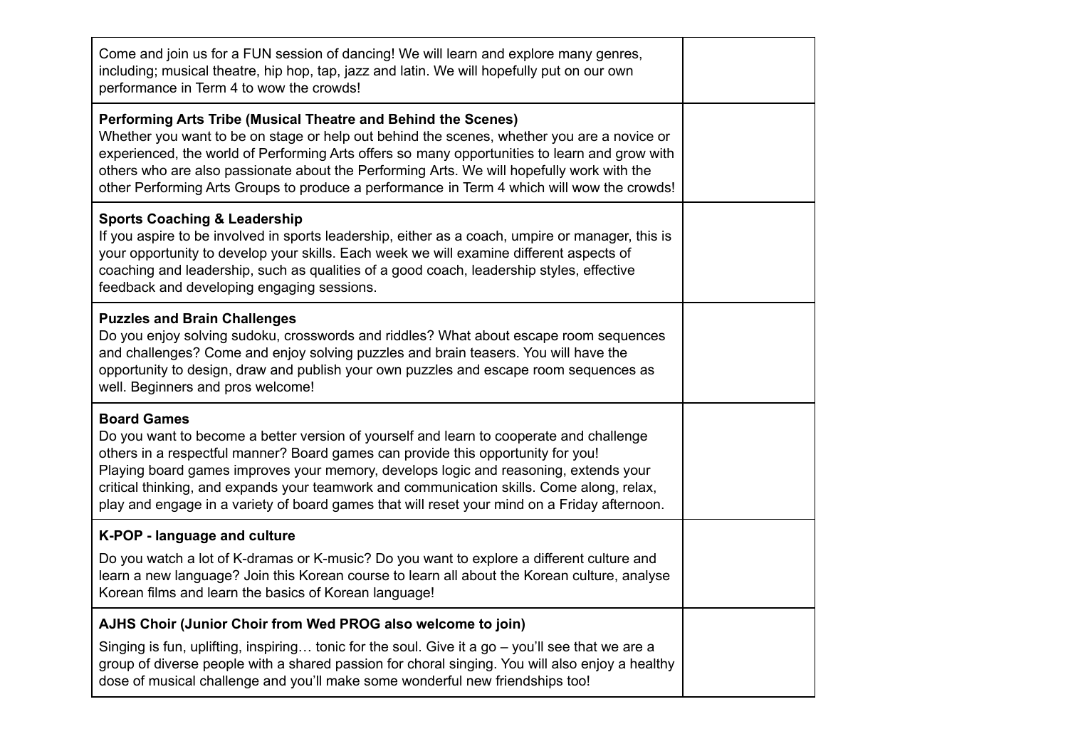| | |
|---|---|
| Come and join us for a FUN session of dancing! We will learn and explore many genres, including; musical theatre, hip hop, tap, jazz and latin. We will hopefully put on our own performance in Term 4 to wow the crowds! | |
| **Performing Arts Tribe (Musical Theatre and Behind the Scenes)**<br>Whether you want to be on stage or help out behind the scenes, whether you are a novice or experienced, the world of Performing Arts offers so many opportunities to learn and grow with others who are also passionate about the Performing Arts. We will hopefully work with the other Performing Arts Groups to produce a performance in Term 4 which will wow the crowds! | |
| **Sports Coaching & Leadership**<br>If you aspire to be involved in sports leadership, either as a coach, umpire or manager, this is your opportunity to develop your skills. Each week we will examine different aspects of coaching and leadership, such as qualities of a good coach, leadership styles, effective feedback and developing engaging sessions. | |
| **Puzzles and Brain Challenges**<br>Do you enjoy solving sudoku, crosswords and riddles? What about escape room sequences and challenges? Come and enjoy solving puzzles and brain teasers. You will have the opportunity to design, draw and publish your own puzzles and escape room sequences as well. Beginners and pros welcome! | |
| **Board Games**<br>Do you want to become a better version of yourself and learn to cooperate and challenge others in a respectful manner? Board games can provide this opportunity for you!<br>Playing board games improves your memory, develops logic and reasoning, extends your critical thinking, and expands your teamwork and communication skills. Come along, relax, play and engage in a variety of board games that will reset your mind on a Friday afternoon. | |
| **K-POP - language and culture**<br>Do you watch a lot of K-dramas or K-music? Do you want to explore a different culture and learn a new language? Join this Korean course to learn all about the Korean culture, analyse Korean films and learn the basics of Korean language! | |
| **AJHS Choir (Junior Choir from Wed PROG also welcome to join)**<br>Singing is fun, uplifting, inspiring… tonic for the soul. Give it a go – you'll see that we are a group of diverse people with a shared passion for choral singing. You will also enjoy a healthy dose of musical challenge and you'll make some wonderful new friendships too! | |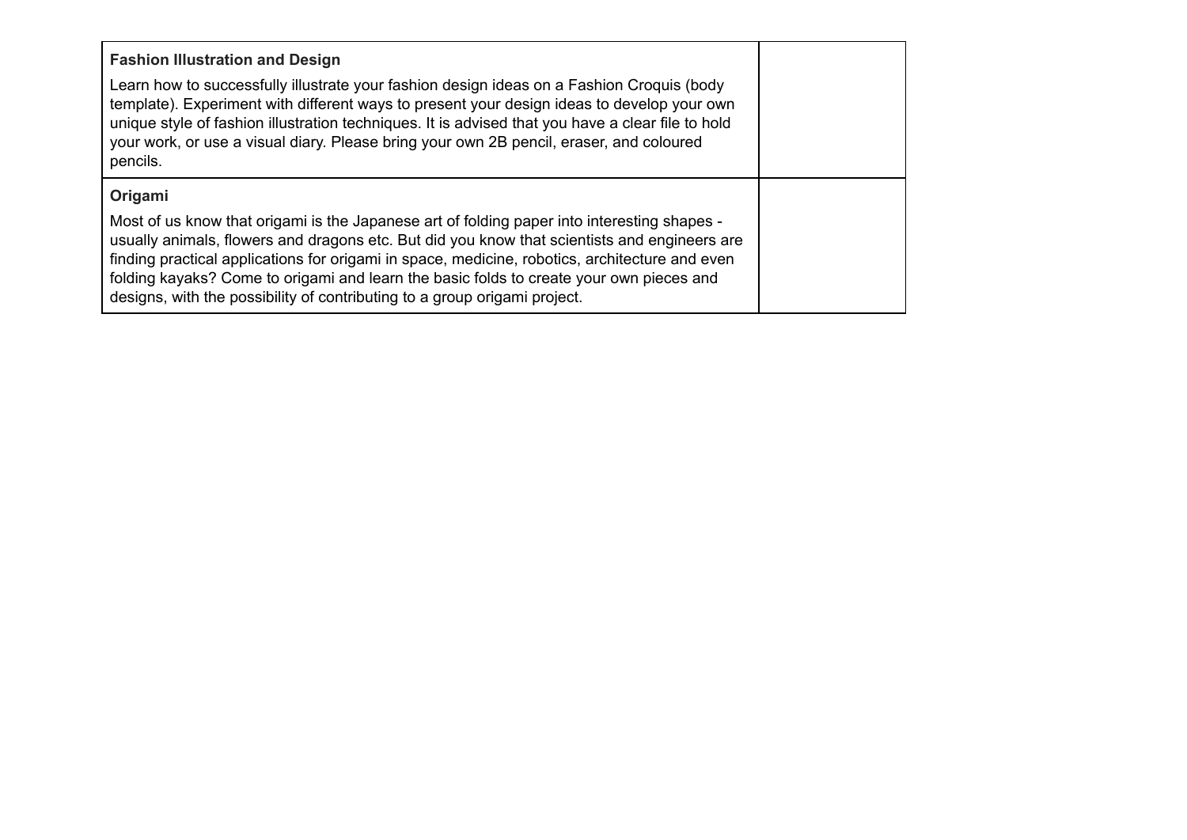| | |
|---|---|
| **Fashion Illustration and Design**<br><br>Learn how to successfully illustrate your fashion design ideas on a Fashion Croquis (body template). Experiment with different ways to present your design ideas to develop your own unique style of fashion illustration techniques. It is advised that you have a clear file to hold your work, or use a visual diary. Please bring your own 2B pencil, eraser, and coloured pencils. | |
| **Origami**<br><br>Most of us know that origami is the Japanese art of folding paper into interesting shapes - usually animals, flowers and dragons etc. But did you know that scientists and engineers are finding practical applications for origami in space, medicine, robotics, architecture and even folding kayaks? Come to origami and learn the basic folds to create your own pieces and designs, with the possibility of contributing to a group origami project. | |